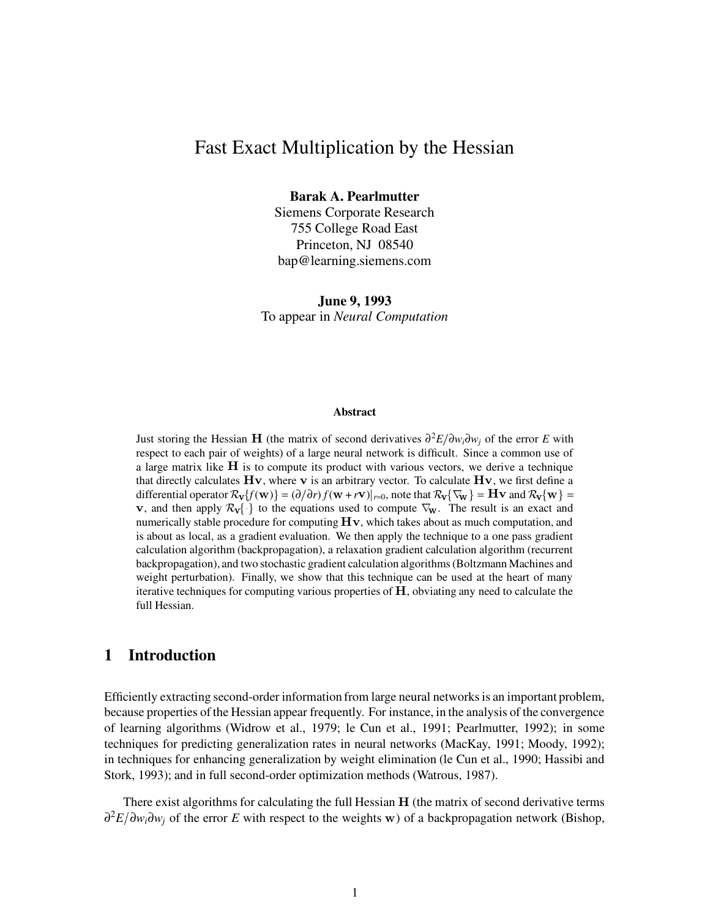# Fast Exact Multiplication by the Hessian

**Barak A. Pearlmutter**
Siemens Corporate Research
755 College Road East
Princeton, NJ 08540
bap@learning.siemens.com

**June 9, 1993**
To appear in *Neural Computation*

### Abstract

Just storing the Hessian $\mathbf{H}$ (the matrix of second derivatives $\partial^2 E/\partial w_i \partial w_j$ of the error $E$ with respect to each pair of weights) of a large neural network is difficult. Since a common use of a large matrix like $\mathbf{H}$ is to compute its product with various vectors, we derive a technique that directly calculates $\mathbf{H}\mathbf{v}$, where $\mathbf{v}$ is an arbitrary vector. To calculate $\mathbf{H}\mathbf{v}$, we first define a differential operator $\mathcal{R}_{\mathbf{v}}\{f(\mathbf{w})\} = (\partial/\partial r) f(\mathbf{w} + r\mathbf{v})|_{r=0}$, note that $\mathcal{R}_{\mathbf{v}}\{\nabla_{\mathbf{w}}\} = \mathbf{H}\mathbf{v}$ and $\mathcal{R}_{\mathbf{v}}\{\mathbf{w}\} = \mathbf{v}$, and then apply $\mathcal{R}_{\mathbf{v}}\{\cdot\}$ to the equations used to compute $\nabla_{\mathbf{w}}$. The result is an exact and numerically stable procedure for computing $\mathbf{H}\mathbf{v}$, which takes about as much computation, and is about as local, as a gradient evaluation. We then apply the technique to a one pass gradient calculation algorithm (backpropagation), a relaxation gradient calculation algorithm (recurrent backpropagation), and two stochastic gradient calculation algorithms (Boltzmann Machines and weight perturbation). Finally, we show that this technique can be used at the heart of many iterative techniques for computing various properties of $\mathbf{H}$, obviating any need to calculate the full Hessian.

## 1 Introduction

Efficiently extracting second-order information from large neural networks is an important problem, because properties of the Hessian appear frequently. For instance, in the analysis of the convergence of learning algorithms (Widrow et al., 1979; le Cun et al., 1991; Pearlmutter, 1992); in some techniques for predicting generalization rates in neural networks (MacKay, 1991; Moody, 1992); in techniques for enhancing generalization by weight elimination (le Cun et al., 1990; Hassibi and Stork, 1993); and in full second-order optimization methods (Watrous, 1987).

There exist algorithms for calculating the full Hessian $\mathbf{H}$ (the matrix of second derivative terms $\partial^2 E/\partial w_i \partial w_j$ of the error $E$ with respect to the weights $\mathbf{w}$) of a backpropagation network (Bishop,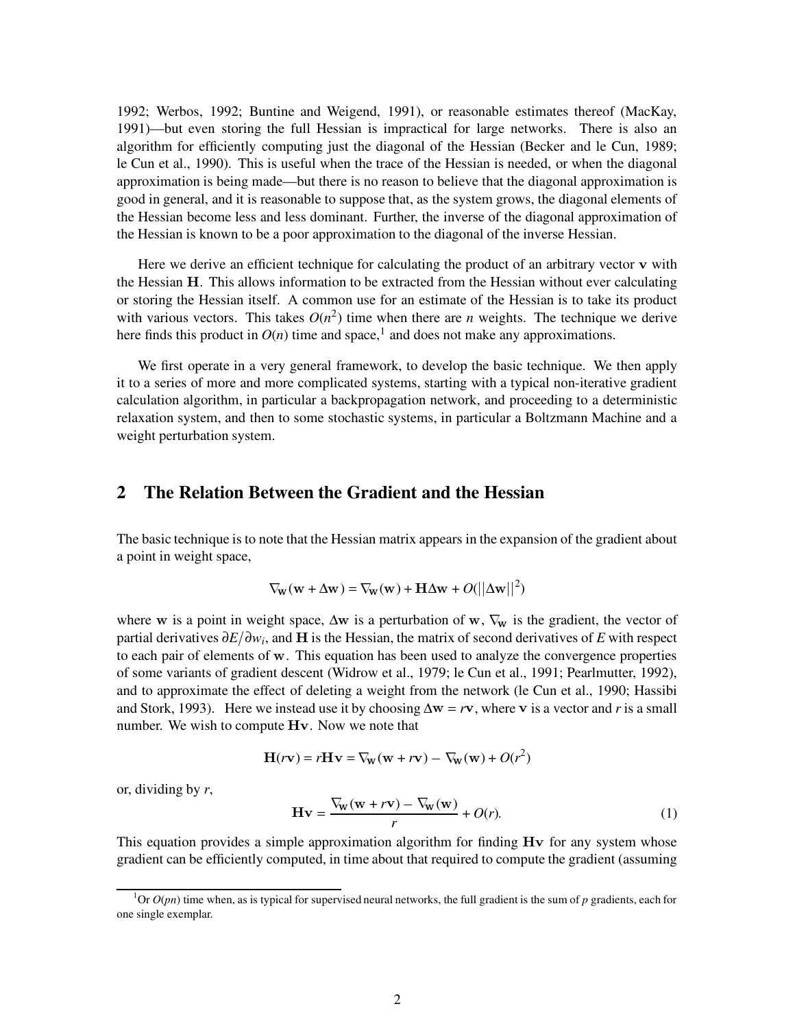1992; Werbos, 1992; Buntine and Weigend, 1991), or reasonable estimates thereof (MacKay, 1991)—but even storing the full Hessian is impractical for large networks. There is also an algorithm for efficiently computing just the diagonal of the Hessian (Becker and le Cun, 1989; le Cun et al., 1990). This is useful when the trace of the Hessian is needed, or when the diagonal approximation is being made—but there is no reason to believe that the diagonal approximation is good in general, and it is reasonable to suppose that, as the system grows, the diagonal elements of the Hessian become less and less dominant. Further, the inverse of the diagonal approximation of the Hessian is known to be a poor approximation to the diagonal of the inverse Hessian.

Here we derive an efficient technique for calculating the product of an arbitrary vector $\mathbf{v}$ with the Hessian $\mathbf{H}$. This allows information to be extracted from the Hessian without ever calculating or storing the Hessian itself. A common use for an estimate of the Hessian is to take its product with various vectors. This takes $O(n^2)$ time when there are $n$ weights. The technique we derive here finds this product in $O(n)$ time and space,[1] and does not make any approximations.

We first operate in a very general framework, to develop the basic technique. We then apply it to a series of more and more complicated systems, starting with a typical non-iterative gradient calculation algorithm, in particular a backpropagation network, and proceeding to a deterministic relaxation system, and then to some stochastic systems, in particular a Boltzmann Machine and a weight perturbation system.

## 2 The Relation Between the Gradient and the Hessian

The basic technique is to note that the Hessian matrix appears in the expansion of the gradient about a point in weight space,

$$\nabla_{\mathbf{w}}(\mathbf{w} + \Delta\mathbf{w}) = \nabla_{\mathbf{w}}(\mathbf{w}) + \mathbf{H}\Delta\mathbf{w} + O(||\Delta\mathbf{w}||^2)$$

where $\mathbf{w}$ is a point in weight space, $\Delta\mathbf{w}$ is a perturbation of $\mathbf{w}$, $\nabla_{\mathbf{w}}$ is the gradient, the vector of partial derivatives $\partial E/\partial w_i$, and $\mathbf{H}$ is the Hessian, the matrix of second derivatives of $E$ with respect to each pair of elements of $\mathbf{w}$. This equation has been used to analyze the convergence properties of some variants of gradient descent (Widrow et al., 1979; le Cun et al., 1991; Pearlmutter, 1992), and to approximate the effect of deleting a weight from the network (le Cun et al., 1990; Hassibi and Stork, 1993). Here we instead use it by choosing $\Delta\mathbf{w} = r\mathbf{v}$, where $\mathbf{v}$ is a vector and $r$ is a small number. We wish to compute $\mathbf{H}\mathbf{v}$. Now we note that

$$\mathbf{H}(r\mathbf{v}) = r\mathbf{H}\mathbf{v} = \nabla_{\mathbf{w}}(\mathbf{w} + r\mathbf{v}) - \nabla_{\mathbf{w}}(\mathbf{w}) + O(r^2)$$

or, dividing by $r$,

$$\mathbf{H}\mathbf{v} = \frac{\nabla_{\mathbf{w}}(\mathbf{w} + r\mathbf{v}) - \nabla_{\mathbf{w}}(\mathbf{w})}{r} + O(r). \tag{1}$$

This equation provides a simple approximation algorithm for finding $\mathbf{H}\mathbf{v}$ for any system whose gradient can be efficiently computed, in time about that required to compute the gradient (assuming

[1] Or $O(pn)$ time when, as is typical for supervised neural networks, the full gradient is the sum of $p$ gradients, each for one single exemplar.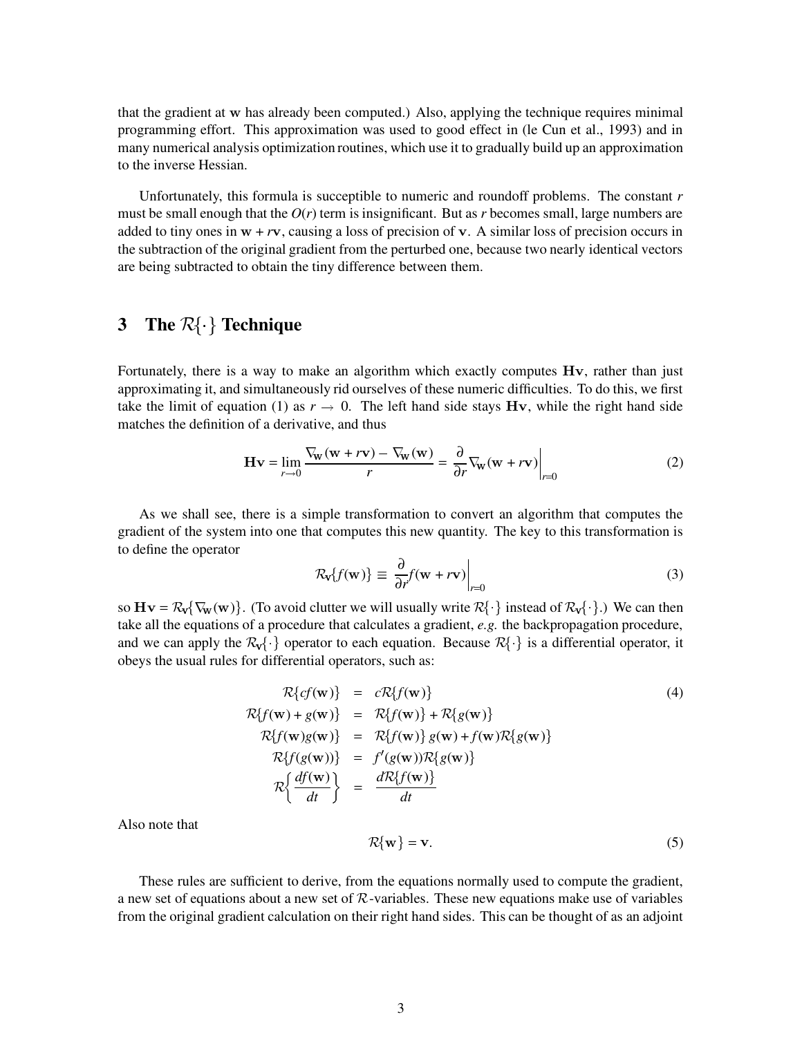that the gradient at $\mathbf{w}$ has already been computed.) Also, applying the technique requires minimal programming effort. This approximation was used to good effect in (le Cun et al., 1993) and in many numerical analysis optimization routines, which use it to gradually build up an approximation to the inverse Hessian.

Unfortunately, this formula is succeptible to numeric and roundoff problems. The constant $r$ must be small enough that the $O(r)$ term is insignificant. But as $r$ becomes small, large numbers are added to tiny ones in $\mathbf{w} + r\mathbf{v}$, causing a loss of precision of $\mathbf{v}$. A similar loss of precision occurs in the subtraction of the original gradient from the perturbed one, because two nearly identical vectors are being subtracted to obtain the tiny difference between them.

## 3 The $\mathcal{R}\{\cdot\}$ Technique

Fortunately, there is a way to make an algorithm which exactly computes $\mathbf{Hv}$, rather than just approximating it, and simultaneously rid ourselves of these numeric difficulties. To do this, we first take the limit of equation (1) as $r \to 0$. The left hand side stays $\mathbf{Hv}$, while the right hand side matches the definition of a derivative, and thus

$$\mathbf{Hv} = \lim_{r\to 0} \frac{\nabla_{\mathbf{w}}(\mathbf{w} + r\mathbf{v}) - \nabla_{\mathbf{w}}(\mathbf{w})}{r} = \left.\frac{\partial}{\partial r}\nabla_{\mathbf{w}}(\mathbf{w} + r\mathbf{v})\right|_{r=0} \tag{2}$$

As we shall see, there is a simple transformation to convert an algorithm that computes the gradient of the system into one that computes this new quantity. The key to this transformation is to define the operator

$$\mathcal{R}_{\mathbf{v}}\{f(\mathbf{w})\} \equiv \left.\frac{\partial}{\partial r} f(\mathbf{w} + r\mathbf{v})\right|_{r=0} \tag{3}$$

so $\mathbf{Hv} = \mathcal{R}_{\mathbf{v}}\{\nabla_{\mathbf{w}}(\mathbf{w})\}$. (To avoid clutter we will usually write $\mathcal{R}\{\cdot\}$ instead of $\mathcal{R}_{\mathbf{v}}\{\cdot\}$.) We can then take all the equations of a procedure that calculates a gradient, *e.g.* the backpropagation procedure, and we can apply the $\mathcal{R}_{\mathbf{v}}\{\cdot\}$ operator to each equation. Because $\mathcal{R}\{\cdot\}$ is a differential operator, it obeys the usual rules for differential operators, such as:

$$\begin{aligned}
\mathcal{R}\{cf(\mathbf{w})\} &= c\mathcal{R}\{f(\mathbf{w})\} \\
\mathcal{R}\{f(\mathbf{w}) + g(\mathbf{w})\} &= \mathcal{R}\{f(\mathbf{w})\} + \mathcal{R}\{g(\mathbf{w})\} \\
\mathcal{R}\{f(\mathbf{w})g(\mathbf{w})\} &= \mathcal{R}\{f(\mathbf{w})\}\, g(\mathbf{w}) + f(\mathbf{w})\mathcal{R}\{g(\mathbf{w})\} \\
\mathcal{R}\{f(g(\mathbf{w}))\} &= f'(g(\mathbf{w}))\mathcal{R}\{g(\mathbf{w})\} \\
\mathcal{R}\left\{\frac{df(\mathbf{w})}{dt}\right\} &= \frac{d\mathcal{R}\{f(\mathbf{w})\}}{dt}
\end{aligned} \tag{4}$$

Also note that

$$\mathcal{R}\{\mathbf{w}\} = \mathbf{v}. \tag{5}$$

These rules are sufficient to derive, from the equations normally used to compute the gradient, a new set of equations about a new set of $\mathcal{R}$-variables. These new equations make use of variables from the original gradient calculation on their right hand sides. This can be thought of as an adjoint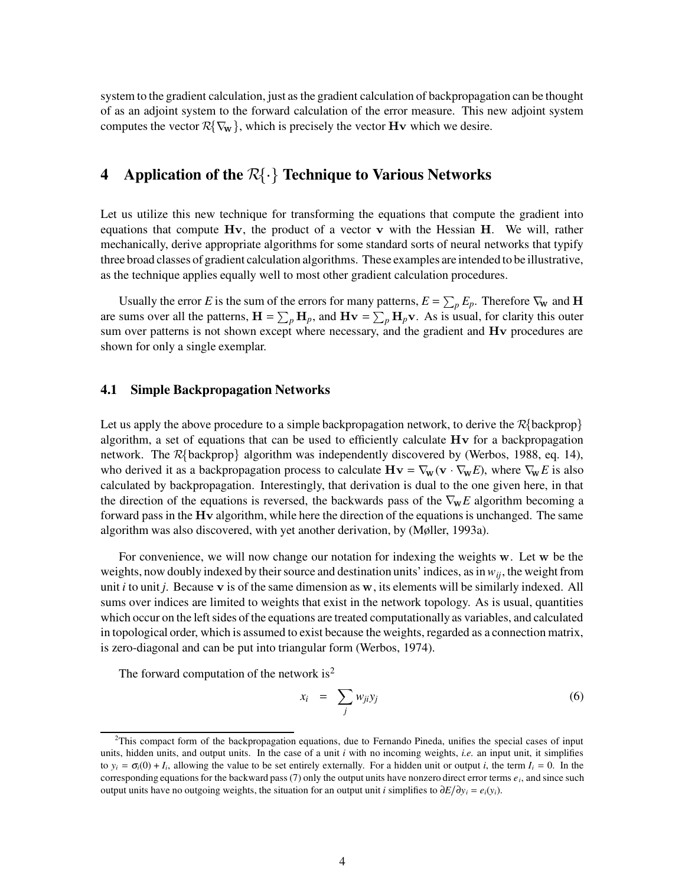system to the gradient calculation, just as the gradient calculation of backpropagation can be thought of as an adjoint system to the forward calculation of the error measure. This new adjoint system computes the vector $\mathcal{R}\{\nabla_{\mathbf{w}}\}$, which is precisely the vector $\mathbf{Hv}$ which we desire.

## 4 Application of the $\mathcal{R}\{\cdot\}$ Technique to Various Networks

Let us utilize this new technique for transforming the equations that compute the gradient into equations that compute $\mathbf{Hv}$, the product of a vector $\mathbf{v}$ with the Hessian $\mathbf{H}$. We will, rather mechanically, derive appropriate algorithms for some standard sorts of neural networks that typify three broad classes of gradient calculation algorithms. These examples are intended to be illustrative, as the technique applies equally well to most other gradient calculation procedures.

Usually the error $E$ is the sum of the errors for many patterns, $E = \sum_p E_p$. Therefore $\nabla_{\mathbf{w}}$ and $\mathbf{H}$ are sums over all the patterns, $\mathbf{H} = \sum_p \mathbf{H}_p$, and $\mathbf{Hv} = \sum_p \mathbf{H}_p \mathbf{v}$. As is usual, for clarity this outer sum over patterns is not shown except where necessary, and the gradient and $\mathbf{Hv}$ procedures are shown for only a single exemplar.

### 4.1 Simple Backpropagation Networks

Let us apply the above procedure to a simple backpropagation network, to derive the $\mathcal{R}\{\text{backprop}\}$ algorithm, a set of equations that can be used to efficiently calculate $\mathbf{Hv}$ for a backpropagation network. The $\mathcal{R}\{\text{backprop}\}$ algorithm was independently discovered by (Werbos, 1988, eq. 14), who derived it as a backpropagation process to calculate $\mathbf{Hv} = \nabla_{\mathbf{w}}(\mathbf{v} \cdot \nabla_{\mathbf{w}} E)$, where $\nabla_{\mathbf{w}} E$ is also calculated by backpropagation. Interestingly, that derivation is dual to the one given here, in that the direction of the equations is reversed, the backwards pass of the $\nabla_{\mathbf{w}} E$ algorithm becoming a forward pass in the $\mathbf{Hv}$ algorithm, while here the direction of the equations is unchanged. The same algorithm was also discovered, with yet another derivation, by (Møller, 1993a).

For convenience, we will now change our notation for indexing the weights $\mathbf{w}$. Let $\mathbf{w}$ be the weights, now doubly indexed by their source and destination units' indices, as in $w_{ij}$, the weight from unit $i$ to unit $j$. Because $\mathbf{v}$ is of the same dimension as $\mathbf{w}$, its elements will be similarly indexed. All sums over indices are limited to weights that exist in the network topology. As is usual, quantities which occur on the left sides of the equations are treated computationally as variables, and calculated in topological order, which is assumed to exist because the weights, regarded as a connection matrix, is zero-diagonal and can be put into triangular form (Werbos, 1974).

The forward computation of the network is[2]

$$x_i = \sum_j w_{ji} y_j \tag{6}$$

[2] This compact form of the backpropagation equations, due to Fernando Pineda, unifies the special cases of input units, hidden units, and output units. In the case of a unit $i$ with no incoming weights, *i.e.* an input unit, it simplifies to $y_i = \sigma_i(0) + I_i$, allowing the value to be set entirely externally. For a hidden unit or output $i$, the term $I_i = 0$. In the corresponding equations for the backward pass (7) only the output units have nonzero direct error terms $e_i$, and since such output units have no outgoing weights, the situation for an output unit $i$ simplifies to $\partial E / \partial y_i = e_i(y_i)$.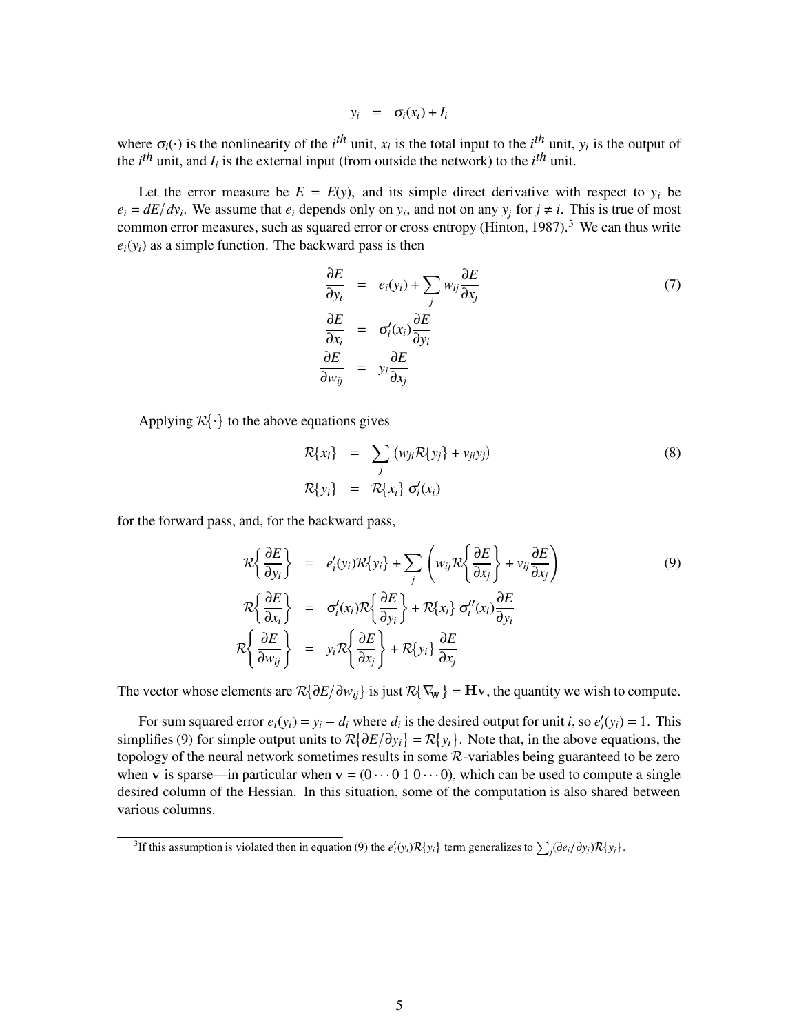$$y_i = \sigma_i(x_i) + I_i$$

where $\sigma_i(\cdot)$ is the nonlinearity of the $i^{th}$ unit, $x_i$ is the total input to the $i^{th}$ unit, $y_i$ is the output of the $i^{th}$ unit, and $I_i$ is the external input (from outside the network) to the $i^{th}$ unit.

Let the error measure be $E = E(y)$, and its simple direct derivative with respect to $y_i$ be $e_i = dE/dy_i$. We assume that $e_i$ depends only on $y_i$, and not on any $y_j$ for $j \neq i$. This is true of most common error measures, such as squared error or cross entropy (Hinton, 1987).[3] We can thus write $e_i(y_i)$ as a simple function. The backward pass is then

$$\begin{aligned}
\frac{\partial E}{\partial y_i} &= e_i(y_i) + \sum_j w_{ij} \frac{\partial E}{\partial x_j} \\
\frac{\partial E}{\partial x_i} &= \sigma_i'(x_i) \frac{\partial E}{\partial y_i} \\
\frac{\partial E}{\partial w_{ij}} &= y_i \frac{\partial E}{\partial x_j}
\end{aligned} \tag{7}$$

Applying $\mathcal{R}\{\cdot\}$ to the above equations gives

$$\begin{aligned}
\mathcal{R}\{x_i\} &= \sum_j \left( w_{ji} \mathcal{R}\{y_j\} + v_{ji} y_j \right) \\
\mathcal{R}\{y_i\} &= \mathcal{R}\{x_i\} \, \sigma_i'(x_i)
\end{aligned} \tag{8}$$

for the forward pass, and, for the backward pass,

$$\begin{aligned}
\mathcal{R}\left\{ \frac{\partial E}{\partial y_i} \right\} &= e_i'(y_i) \mathcal{R}\{y_i\} + \sum_j \left( w_{ij} \mathcal{R}\left\{ \frac{\partial E}{\partial x_j} \right\} + v_{ij} \frac{\partial E}{\partial x_j} \right) \\
\mathcal{R}\left\{ \frac{\partial E}{\partial x_i} \right\} &= \sigma_i'(x_i) \mathcal{R}\left\{ \frac{\partial E}{\partial y_i} \right\} + \mathcal{R}\{x_i\} \, \sigma_i''(x_i) \frac{\partial E}{\partial y_i} \\
\mathcal{R}\left\{ \frac{\partial E}{\partial w_{ij}} \right\} &= y_i \mathcal{R}\left\{ \frac{\partial E}{\partial x_j} \right\} + \mathcal{R}\{y_i\} \, \frac{\partial E}{\partial x_j}
\end{aligned} \tag{9}$$

The vector whose elements are $\mathcal{R}\{\partial E/\partial w_{ij}\}$ is just $\mathcal{R}\{\nabla_{\mathbf{w}}\} = \mathbf{H}\mathbf{v}$, the quantity we wish to compute.

For sum squared error $e_i(y_i) = y_i - d_i$ where $d_i$ is the desired output for unit $i$, so $e_i'(y_i) = 1$. This simplifies (9) for simple output units to $\mathcal{R}\{\partial E/\partial y_i\} = \mathcal{R}\{y_i\}$. Note that, in the above equations, the topology of the neural network sometimes results in some $\mathcal{R}$-variables being guaranteed to be zero when $\mathbf{v}$ is sparse—in particular when $\mathbf{v} = (0 \cdots 0 \; 1 \; 0 \cdots 0)$, which can be used to compute a single desired column of the Hessian. In this situation, some of the computation is also shared between various columns.

[3] If this assumption is violated then in equation (9) the $e_i'(y_i)\mathcal{R}\{y_i\}$ term generalizes to $\sum_j (\partial e_i/\partial y_j)\mathcal{R}\{y_j\}$.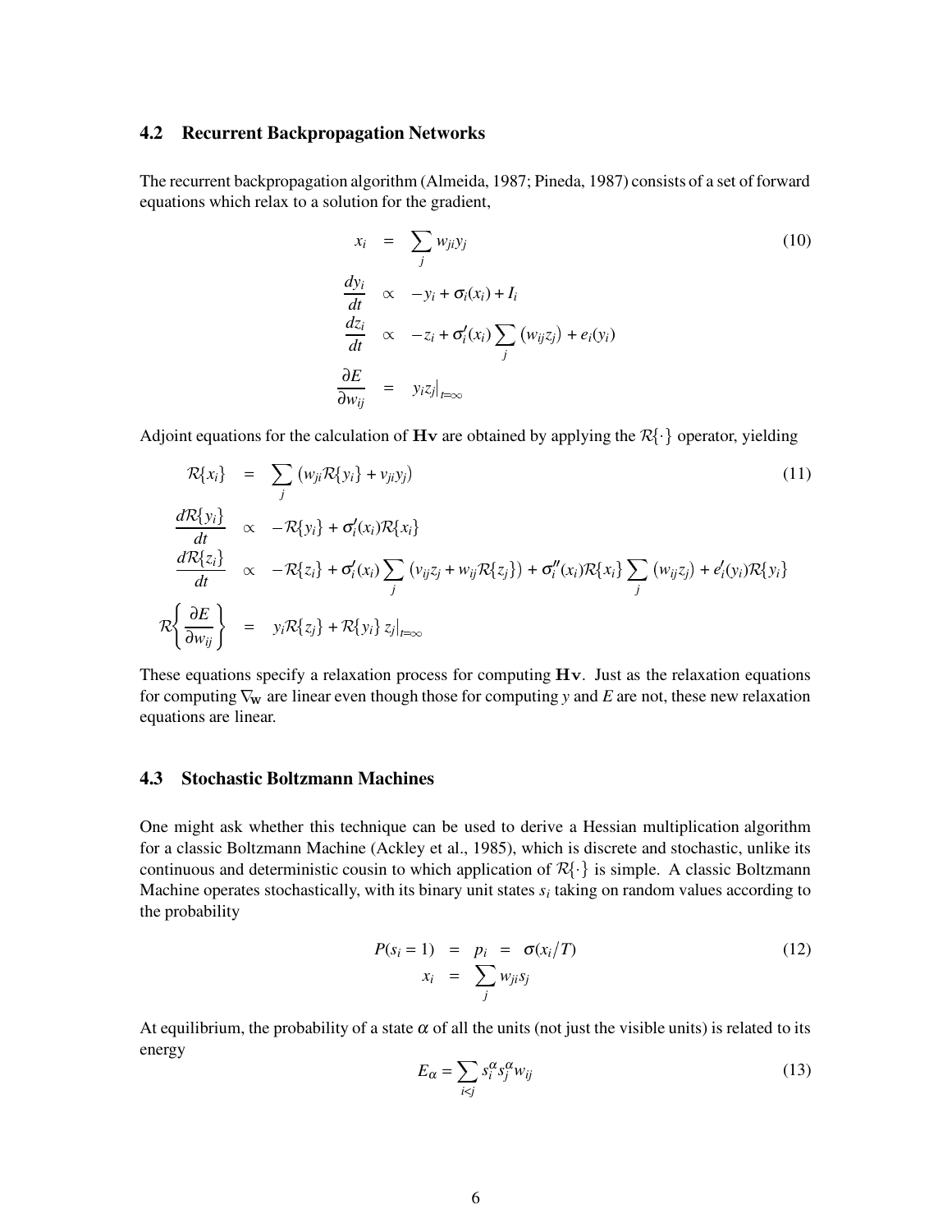### 4.2 Recurrent Backpropagation Networks

The recurrent backpropagation algorithm (Almeida, 1987; Pineda, 1987) consists of a set of forward equations which relax to a solution for the gradient,

$$
\begin{aligned}
x_i &= \sum_j w_{ji} y_j \\
\frac{dy_i}{dt} &\propto -y_i + \sigma_i(x_i) + I_i \\
\frac{dz_i}{dt} &\propto -z_i + \sigma_i'(x_i) \sum_j \left(w_{ij} z_j\right) + e_i(y_i) \\
\frac{\partial E}{\partial w_{ij}} &= y_i z_j \big|_{t=\infty}
\end{aligned}
\tag{10}
$$

Adjoint equations for the calculation of $\mathbf{Hv}$ are obtained by applying the $\mathcal{R}\{\cdot\}$ operator, yielding

$$
\begin{aligned}
\mathcal{R}\{x_i\} &= \sum_j \left(w_{ji} \mathcal{R}\{y_i\} + v_{ji} y_j\right) \\
\frac{d\mathcal{R}\{y_i\}}{dt} &\propto -\mathcal{R}\{y_i\} + \sigma_i'(x_i) \mathcal{R}\{x_i\} \\
\frac{d\mathcal{R}\{z_i\}}{dt} &\propto -\mathcal{R}\{z_i\} + \sigma_i'(x_i) \sum_j \left(v_{ij} z_j + w_{ij} \mathcal{R}\{z_j\}\right) + \sigma_i''(x_i) \mathcal{R}\{x_i\} \sum_j \left(w_{ij} z_j\right) + e_i'(y_i) \mathcal{R}\{y_i\} \\
\mathcal{R}\left\{\frac{\partial E}{\partial w_{ij}}\right\} &= y_i \mathcal{R}\{z_j\} + \mathcal{R}\{y_i\}\, z_j \big|_{t=\infty}
\end{aligned}
\tag{11}
$$

These equations specify a relaxation process for computing $\mathbf{Hv}$. Just as the relaxation equations for computing $\nabla_{\mathbf{w}}$ are linear even though those for computing $y$ and $E$ are not, these new relaxation equations are linear.

### 4.3 Stochastic Boltzmann Machines

One might ask whether this technique can be used to derive a Hessian multiplication algorithm for a classic Boltzmann Machine (Ackley et al., 1985), which is discrete and stochastic, unlike its continuous and deterministic cousin to which application of $\mathcal{R}\{\cdot\}$ is simple. A classic Boltzmann Machine operates stochastically, with its binary unit states $s_i$ taking on random values according to the probability

$$
\begin{aligned}
P(s_i = 1) \;=\; p_i &= \sigma(x_i/T) \\
x_i &= \sum_j w_{ji} s_j
\end{aligned}
\tag{12}
$$

At equilibrium, the probability of a state $\alpha$ of all the units (not just the visible units) is related to its energy

$$
E_\alpha = \sum_{i<j} s_i^\alpha s_j^\alpha w_{ij}
\tag{13}
$$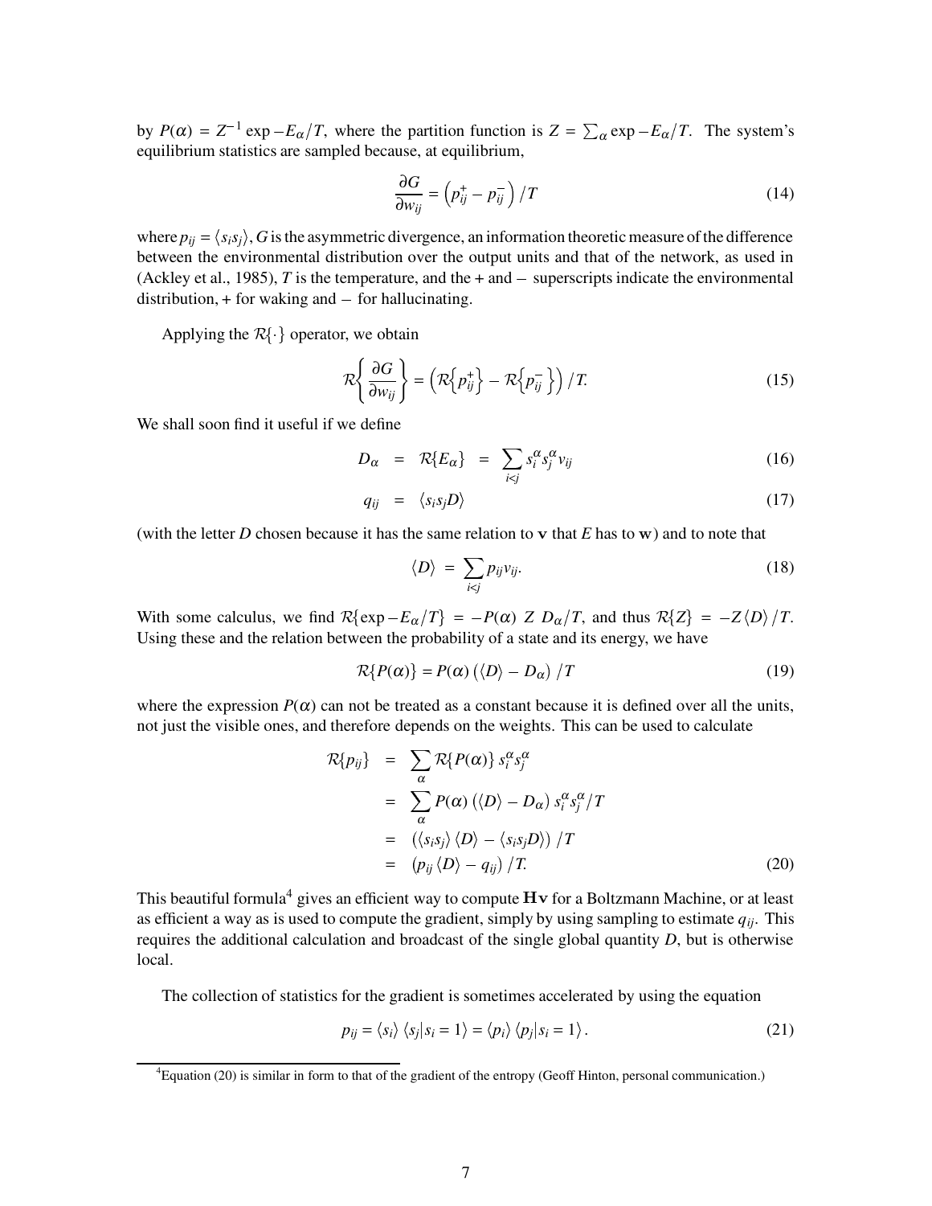by $P(\alpha) = Z^{-1} \exp -E_\alpha/T$, where the partition function is $Z = \sum_\alpha \exp -E_\alpha/T$. The system's equilibrium statistics are sampled because, at equilibrium,

$$\frac{\partial G}{\partial w_{ij}} = \left(p_{ij}^{+} - p_{ij}^{-}\right)/T \tag{14}$$

where $p_{ij} = \langle s_i s_j \rangle$, $G$ is the asymmetric divergence, an information theoretic measure of the difference between the environmental distribution over the output units and that of the network, as used in (Ackley et al., 1985), $T$ is the temperature, and the $+$ and $-$ superscripts indicate the environmental distribution, $+$ for waking and $-$ for hallucinating.

Applying the $\mathcal{R}\{\cdot\}$ operator, we obtain

$$\mathcal{R}\left\{\frac{\partial G}{\partial w_{ij}}\right\} = \left(\mathcal{R}\left\{p_{ij}^{+}\right\} - \mathcal{R}\left\{p_{ij}^{-}\right\}\right)/T. \tag{15}$$

We shall soon find it useful if we define

$$D_\alpha = \mathcal{R}\{E_\alpha\} = \sum_{i<j} s_i^\alpha s_j^\alpha v_{ij} \tag{16}$$

$$q_{ij} = \langle s_i s_j D \rangle \tag{17}$$

(with the letter $D$ chosen because it has the same relation to $\mathbf{v}$ that $E$ has to $\mathbf{w}$) and to note that

$$\langle D \rangle = \sum_{i<j} p_{ij} v_{ij}. \tag{18}$$

With some calculus, we find $\mathcal{R}\{\exp -E_\alpha/T\} = -P(\alpha)\ Z\ D_\alpha/T$, and thus $\mathcal{R}\{Z\} = -Z\langle D \rangle/T$. Using these and the relation between the probability of a state and its energy, we have

$$\mathcal{R}\{P(\alpha)\} = P(\alpha)\left(\langle D \rangle - D_\alpha\right)/T \tag{19}$$

where the expression $P(\alpha)$ can not be treated as a constant because it is defined over all the units, not just the visible ones, and therefore depends on the weights. This can be used to calculate

$$\begin{aligned}
\mathcal{R}\{p_{ij}\} &= \sum_\alpha \mathcal{R}\{P(\alpha)\}\, s_i^\alpha s_j^\alpha \\
&= \sum_\alpha P(\alpha)\left(\langle D \rangle - D_\alpha\right) s_i^\alpha s_j^\alpha/T \\
&= \left(\langle s_i s_j \rangle \langle D \rangle - \langle s_i s_j D \rangle\right)/T \\
&= \left(p_{ij}\langle D \rangle - q_{ij}\right)/T.
\end{aligned} \tag{20}$$

This beautiful formula[4] gives an efficient way to compute $\mathbf{H}\mathbf{v}$ for a Boltzmann Machine, or at least as efficient a way as is used to compute the gradient, simply by using sampling to estimate $q_{ij}$. This requires the additional calculation and broadcast of the single global quantity $D$, but is otherwise local.

The collection of statistics for the gradient is sometimes accelerated by using the equation

$$p_{ij} = \langle s_i \rangle \langle s_j | s_i = 1 \rangle = \langle p_i \rangle \langle p_j | s_i = 1 \rangle. \tag{21}$$

[4] Equation (20) is similar in form to that of the gradient of the entropy (Geoff Hinton, personal communication.)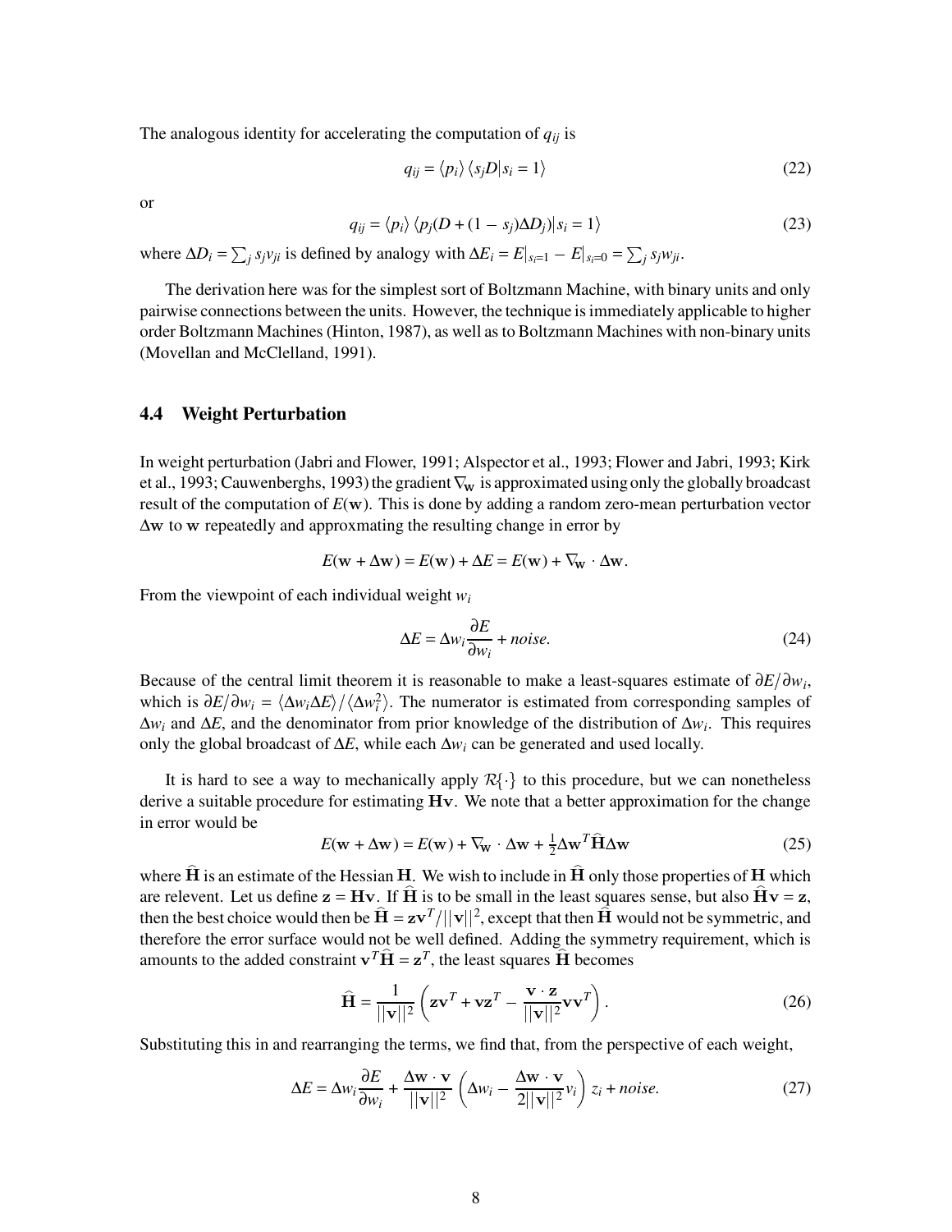The analogous identity for accelerating the computation of $q_{ij}$ is

$$q_{ij} = \langle p_i \rangle \langle s_j D | s_i = 1 \rangle \tag{22}$$

or

$$q_{ij} = \langle p_i \rangle \langle p_j (D + (1 - s_j)\Delta D_j) | s_i = 1 \rangle \tag{23}$$

where $\Delta D_i = \sum_j s_j v_{ji}$ is defined by analogy with $\Delta E_i = E|_{s_i=1} - E|_{s_i=0} = \sum_j s_j w_{ji}$.

The derivation here was for the simplest sort of Boltzmann Machine, with binary units and only pairwise connections between the units. However, the technique is immediately applicable to higher order Boltzmann Machines (Hinton, 1987), as well as to Boltzmann Machines with non-binary units (Movellan and McClelland, 1991).

### 4.4 Weight Perturbation

In weight perturbation (Jabri and Flower, 1991; Alspector et al., 1993; Flower and Jabri, 1993; Kirk et al., 1993; Cauwenberghs, 1993) the gradient $\nabla_{\mathbf{w}}$ is approximated using only the globally broadcast result of the computation of $E(\mathbf{w})$. This is done by adding a random zero-mean perturbation vector $\Delta\mathbf{w}$ to $\mathbf{w}$ repeatedly and approxmating the resulting change in error by

$$E(\mathbf{w} + \Delta\mathbf{w}) = E(\mathbf{w}) + \Delta E = E(\mathbf{w}) + \nabla_{\mathbf{w}} \cdot \Delta\mathbf{w}.$$

From the viewpoint of each individual weight $w_i$

$$\Delta E = \Delta w_i \frac{\partial E}{\partial w_i} + noise. \tag{24}$$

Because of the central limit theorem it is reasonable to make a least-squares estimate of $\partial E / \partial w_i$, which is $\partial E / \partial w_i = \langle \Delta w_i \Delta E \rangle / \langle \Delta w_i^2 \rangle$. The numerator is estimated from corresponding samples of $\Delta w_i$ and $\Delta E$, and the denominator from prior knowledge of the distribution of $\Delta w_i$. This requires only the global broadcast of $\Delta E$, while each $\Delta w_i$ can be generated and used locally.

It is hard to see a way to mechanically apply $\mathcal{R}\{\cdot\}$ to this procedure, but we can nonetheless derive a suitable procedure for estimating $\mathbf{H}\mathbf{v}$. We note that a better approximation for the change in error would be

$$E(\mathbf{w} + \Delta\mathbf{w}) = E(\mathbf{w}) + \nabla_{\mathbf{w}} \cdot \Delta\mathbf{w} + \tfrac{1}{2} \Delta\mathbf{w}^T \widehat{\mathbf{H}} \Delta\mathbf{w} \tag{25}$$

where $\widehat{\mathbf{H}}$ is an estimate of the Hessian $\mathbf{H}$. We wish to include in $\widehat{\mathbf{H}}$ only those properties of $\mathbf{H}$ which are relevent. Let us define $\mathbf{z} = \mathbf{H}\mathbf{v}$. If $\widehat{\mathbf{H}}$ is to be small in the least squares sense, but also $\widehat{\mathbf{H}}\mathbf{v} = \mathbf{z}$, then the best choice would then be $\widehat{\mathbf{H}} = \mathbf{z}\mathbf{v}^T / ||\mathbf{v}||^2$, except that then $\widehat{\mathbf{H}}$ would not be symmetric, and therefore the error surface would not be well defined. Adding the symmetry requirement, which is amounts to the added constraint $\mathbf{v}^T \widehat{\mathbf{H}} = \mathbf{z}^T$, the least squares $\widehat{\mathbf{H}}$ becomes

$$\widehat{\mathbf{H}} = \frac{1}{||\mathbf{v}||^2} \left( \mathbf{z}\mathbf{v}^T + \mathbf{v}\mathbf{z}^T - \frac{\mathbf{v} \cdot \mathbf{z}}{||\mathbf{v}||^2} \mathbf{v}\mathbf{v}^T \right). \tag{26}$$

Substituting this in and rearranging the terms, we find that, from the perspective of each weight,

$$\Delta E = \Delta w_i \frac{\partial E}{\partial w_i} + \frac{\Delta\mathbf{w} \cdot \mathbf{v}}{||\mathbf{v}||^2} \left( \Delta w_i - \frac{\Delta\mathbf{w} \cdot \mathbf{v}}{2||\mathbf{v}||^2} v_i \right) z_i + noise. \tag{27}$$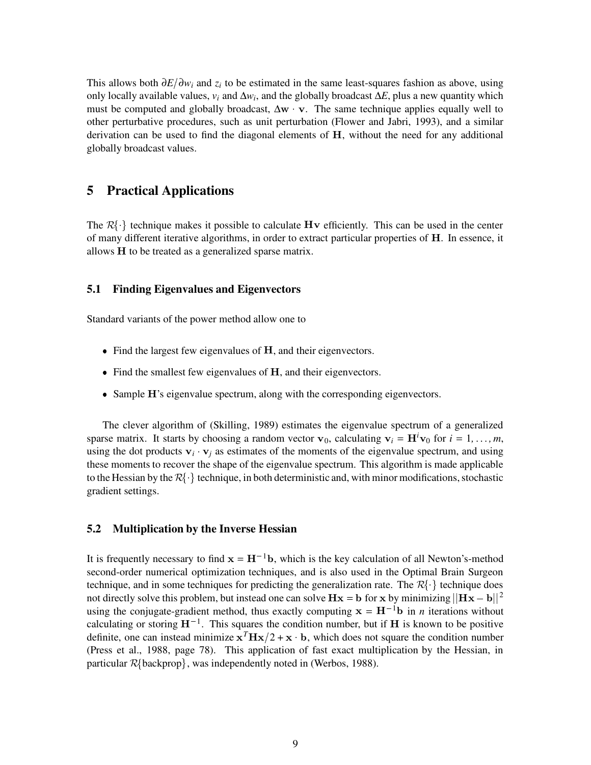This allows both $\partial E / \partial w_i$ and $z_i$ to be estimated in the same least-squares fashion as above, using only locally available values, $v_i$ and $\Delta w_i$, and the globally broadcast $\Delta E$, plus a new quantity which must be computed and globally broadcast, $\Delta \mathbf{w} \cdot \mathbf{v}$. The same technique applies equally well to other perturbative procedures, such as unit perturbation (Flower and Jabri, 1993), and a similar derivation can be used to find the diagonal elements of $\mathbf{H}$, without the need for any additional globally broadcast values.

## 5 Practical Applications

The $\mathcal{R}\{\cdot\}$ technique makes it possible to calculate $\mathbf{Hv}$ efficiently. This can be used in the center of many different iterative algorithms, in order to extract particular properties of $\mathbf{H}$. In essence, it allows $\mathbf{H}$ to be treated as a generalized sparse matrix.

### 5.1 Finding Eigenvalues and Eigenvectors

Standard variants of the power method allow one to

- Find the largest few eigenvalues of $\mathbf{H}$, and their eigenvectors.
- Find the smallest few eigenvalues of $\mathbf{H}$, and their eigenvectors.
- Sample $\mathbf{H}$'s eigenvalue spectrum, along with the corresponding eigenvectors.

The clever algorithm of (Skilling, 1989) estimates the eigenvalue spectrum of a generalized sparse matrix. It starts by choosing a random vector $\mathbf{v}_0$, calculating $\mathbf{v}_i = \mathbf{H}^i \mathbf{v}_0$ for $i = 1, \ldots, m$, using the dot products $\mathbf{v}_i \cdot \mathbf{v}_j$ as estimates of the moments of the eigenvalue spectrum, and using these moments to recover the shape of the eigenvalue spectrum. This algorithm is made applicable to the Hessian by the $\mathcal{R}\{\cdot\}$ technique, in both deterministic and, with minor modifications, stochastic gradient settings.

### 5.2 Multiplication by the Inverse Hessian

It is frequently necessary to find $\mathbf{x} = \mathbf{H}^{-1}\mathbf{b}$, which is the key calculation of all Newton's-method second-order numerical optimization techniques, and is also used in the Optimal Brain Surgeon technique, and in some techniques for predicting the generalization rate. The $\mathcal{R}\{\cdot\}$ technique does not directly solve this problem, but instead one can solve $\mathbf{Hx} = \mathbf{b}$ for $\mathbf{x}$ by minimizing $||\mathbf{Hx} - \mathbf{b}||^2$ using the conjugate-gradient method, thus exactly computing $\mathbf{x} = \mathbf{H}^{-1}\mathbf{b}$ in $n$ iterations without calculating or storing $\mathbf{H}^{-1}$. This squares the condition number, but if $\mathbf{H}$ is known to be positive definite, one can instead minimize $\mathbf{x}^T \mathbf{Hx}/2 + \mathbf{x} \cdot \mathbf{b}$, which does not square the condition number (Press et al., 1988, page 78). This application of fast exact multiplication by the Hessian, in particular $\mathcal{R}\{\text{backprop}\}$, was independently noted in (Werbos, 1988).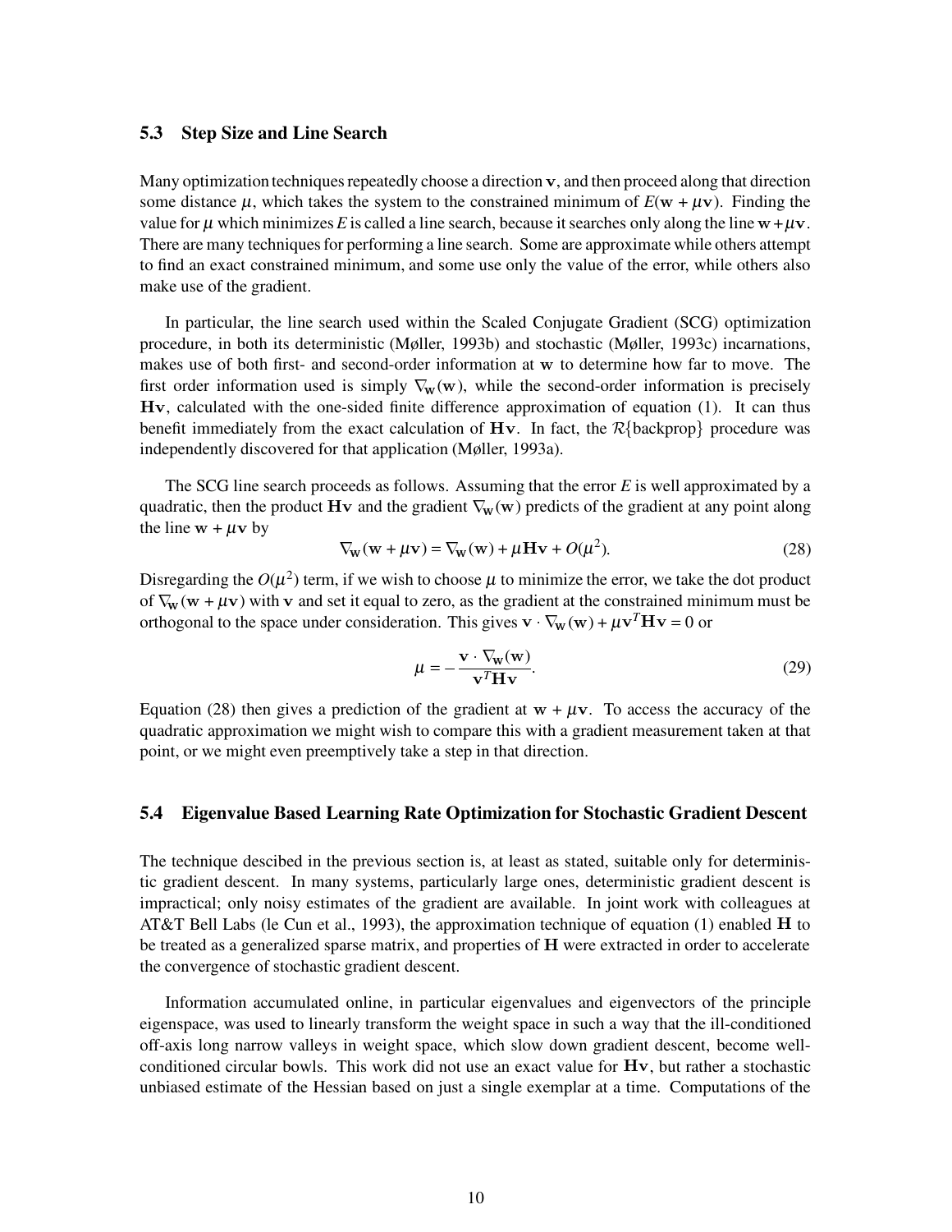### 5.3 Step Size and Line Search

Many optimization techniques repeatedly choose a direction $\mathbf{v}$, and then proceed along that direction some distance $\mu$, which takes the system to the constrained minimum of $E(\mathbf{w} + \mu\mathbf{v})$. Finding the value for $\mu$ which minimizes $E$ is called a line search, because it searches only along the line $\mathbf{w} + \mu\mathbf{v}$. There are many techniques for performing a line search. Some are approximate while others attempt to find an exact constrained minimum, and some use only the value of the error, while others also make use of the gradient.

In particular, the line search used within the Scaled Conjugate Gradient (SCG) optimization procedure, in both its deterministic (Møller, 1993b) and stochastic (Møller, 1993c) incarnations, makes use of both first- and second-order information at $\mathbf{w}$ to determine how far to move. The first order information used is simply $\nabla_{\mathbf{w}}(\mathbf{w})$, while the second-order information is precisely $\mathbf{Hv}$, calculated with the one-sided finite difference approximation of equation (1). It can thus benefit immediately from the exact calculation of $\mathbf{Hv}$. In fact, the $\mathcal{R}\{\text{backprop}\}$ procedure was independently discovered for that application (Møller, 1993a).

The SCG line search proceeds as follows. Assuming that the error $E$ is well approximated by a quadratic, then the product $\mathbf{Hv}$ and the gradient $\nabla_{\mathbf{w}}(\mathbf{w})$ predicts of the gradient at any point along the line $\mathbf{w} + \mu\mathbf{v}$ by

$$\nabla_{\mathbf{w}}(\mathbf{w} + \mu\mathbf{v}) = \nabla_{\mathbf{w}}(\mathbf{w}) + \mu\mathbf{Hv} + O(\mu^2). \tag{28}$$

Disregarding the $O(\mu^2)$ term, if we wish to choose $\mu$ to minimize the error, we take the dot product of $\nabla_{\mathbf{w}}(\mathbf{w} + \mu\mathbf{v})$ with $\mathbf{v}$ and set it equal to zero, as the gradient at the constrained minimum must be orthogonal to the space under consideration. This gives $\mathbf{v} \cdot \nabla_{\mathbf{w}}(\mathbf{w}) + \mu\mathbf{v}^T\mathbf{Hv} = 0$ or

$$\mu = -\frac{\mathbf{v} \cdot \nabla_{\mathbf{w}}(\mathbf{w})}{\mathbf{v}^T\mathbf{Hv}}. \tag{29}$$

Equation (28) then gives a prediction of the gradient at $\mathbf{w} + \mu\mathbf{v}$. To access the accuracy of the quadratic approximation we might wish to compare this with a gradient measurement taken at that point, or we might even preemptively take a step in that direction.

### 5.4 Eigenvalue Based Learning Rate Optimization for Stochastic Gradient Descent

The technique descibed in the previous section is, at least as stated, suitable only for deterministic gradient descent. In many systems, particularly large ones, deterministic gradient descent is impractical; only noisy estimates of the gradient are available. In joint work with colleagues at AT&T Bell Labs (le Cun et al., 1993), the approximation technique of equation (1) enabled $\mathbf{H}$ to be treated as a generalized sparse matrix, and properties of $\mathbf{H}$ were extracted in order to accelerate the convergence of stochastic gradient descent.

Information accumulated online, in particular eigenvalues and eigenvectors of the principle eigenspace, was used to linearly transform the weight space in such a way that the ill-conditioned off-axis long narrow valleys in weight space, which slow down gradient descent, become well-conditioned circular bowls. This work did not use an exact value for $\mathbf{Hv}$, but rather a stochastic unbiased estimate of the Hessian based on just a single exemplar at a time. Computations of the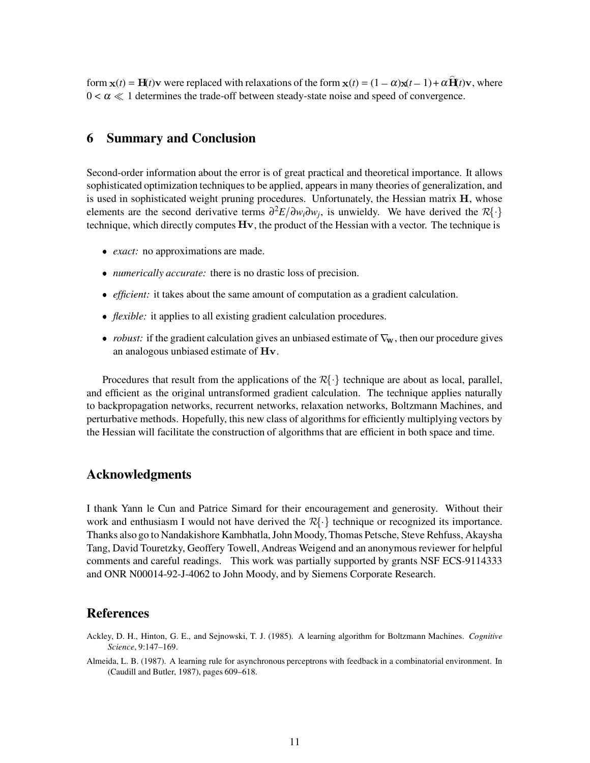form $\mathbf{x}(t) = \mathbf{H}(t)\mathbf{v}$ were replaced with relaxations of the form $\mathbf{x}(t) = (1-\alpha)\mathbf{x}(t-1) + \alpha\widehat{\mathbf{H}}(t)\mathbf{v}$, where $0 < \alpha \ll 1$ determines the trade-off between steady-state noise and speed of convergence.

## 6 Summary and Conclusion

Second-order information about the error is of great practical and theoretical importance. It allows sophisticated optimization techniques to be applied, appears in many theories of generalization, and is used in sophisticated weight pruning procedures. Unfortunately, the Hessian matrix $\mathbf{H}$, whose elements are the second derivative terms $\partial^2 E / \partial w_i \partial w_j$, is unwieldy. We have derived the $\mathcal{R}\{\cdot\}$ technique, which directly computes $\mathbf{Hv}$, the product of the Hessian with a vector. The technique is

- *exact:* no approximations are made.
- *numerically accurate:* there is no drastic loss of precision.
- *efficient:* it takes about the same amount of computation as a gradient calculation.
- *flexible:* it applies to all existing gradient calculation procedures.
- *robust:* if the gradient calculation gives an unbiased estimate of $\nabla_{\mathbf{w}}$, then our procedure gives an analogous unbiased estimate of $\mathbf{Hv}$.

Procedures that result from the applications of the $\mathcal{R}\{\cdot\}$ technique are about as local, parallel, and efficient as the original untransformed gradient calculation. The technique applies naturally to backpropagation networks, recurrent networks, relaxation networks, Boltzmann Machines, and perturbative methods. Hopefully, this new class of algorithms for efficiently multiplying vectors by the Hessian will facilitate the construction of algorithms that are efficient in both space and time.

## Acknowledgments

I thank Yann le Cun and Patrice Simard for their encouragement and generosity. Without their work and enthusiasm I would not have derived the $\mathcal{R}\{\cdot\}$ technique or recognized its importance. Thanks also go to Nandakishore Kambhatla, John Moody, Thomas Petsche, Steve Rehfuss, Akaysha Tang, David Touretzky, Geoffery Towell, Andreas Weigend and an anonymous reviewer for helpful comments and careful readings. This work was partially supported by grants NSF ECS-9114333 and ONR N00014-92-J-4062 to John Moody, and by Siemens Corporate Research.

## References

Ackley, D. H., Hinton, G. E., and Sejnowski, T. J. (1985). A learning algorithm for Boltzmann Machines. *Cognitive Science*, 9:147–169.

Almeida, L. B. (1987). A learning rule for asynchronous perceptrons with feedback in a combinatorial environment. In (Caudill and Butler, 1987), pages 609–618.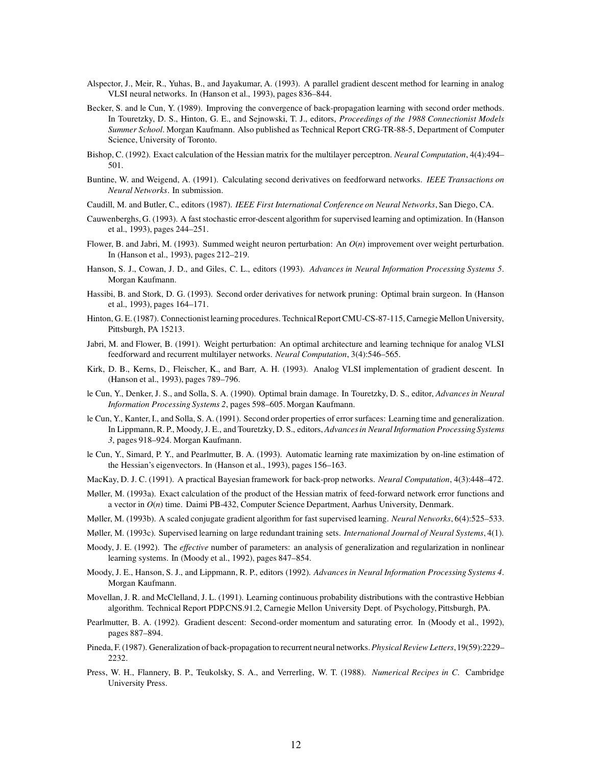Alspector, J., Meir, R., Yuhas, B., and Jayakumar, A. (1993). A parallel gradient descent method for learning in analog VLSI neural networks. In (Hanson et al., 1993), pages 836–844.

Becker, S. and le Cun, Y. (1989). Improving the convergence of back-propagation learning with second order methods. In Touretzky, D. S., Hinton, G. E., and Sejnowski, T. J., editors, *Proceedings of the 1988 Connectionist Models Summer School*. Morgan Kaufmann. Also published as Technical Report CRG-TR-88-5, Department of Computer Science, University of Toronto.

Bishop, C. (1992). Exact calculation of the Hessian matrix for the multilayer perceptron. *Neural Computation*, 4(4):494–501.

Buntine, W. and Weigend, A. (1991). Calculating second derivatives on feedforward networks. *IEEE Transactions on Neural Networks*. In submission.

Caudill, M. and Butler, C., editors (1987). *IEEE First International Conference on Neural Networks*, San Diego, CA.

Cauwenberghs, G. (1993). A fast stochastic error-descent algorithm for supervised learning and optimization. In (Hanson et al., 1993), pages 244–251.

Flower, B. and Jabri, M. (1993). Summed weight neuron perturbation: An $O(n)$ improvement over weight perturbation. In (Hanson et al., 1993), pages 212–219.

Hanson, S. J., Cowan, J. D., and Giles, C. L., editors (1993). *Advances in Neural Information Processing Systems 5*. Morgan Kaufmann.

Hassibi, B. and Stork, D. G. (1993). Second order derivatives for network pruning: Optimal brain surgeon. In (Hanson et al., 1993), pages 164–171.

Hinton, G. E. (1987). Connectionist learning procedures. Technical Report CMU-CS-87-115, Carnegie Mellon University, Pittsburgh, PA 15213.

Jabri, M. and Flower, B. (1991). Weight perturbation: An optimal architecture and learning technique for analog VLSI feedforward and recurrent multilayer networks. *Neural Computation*, 3(4):546–565.

Kirk, D. B., Kerns, D., Fleischer, K., and Barr, A. H. (1993). Analog VLSI implementation of gradient descent. In (Hanson et al., 1993), pages 789–796.

le Cun, Y., Denker, J. S., and Solla, S. A. (1990). Optimal brain damage. In Touretzky, D. S., editor, *Advances in Neural Information Processing Systems 2*, pages 598–605. Morgan Kaufmann.

le Cun, Y., Kanter, I., and Solla, S. A. (1991). Second order properties of error surfaces: Learning time and generalization. In Lippmann, R. P., Moody, J. E., and Touretzky, D. S., editors, *Advances in Neural Information Processing Systems 3*, pages 918–924. Morgan Kaufmann.

le Cun, Y., Simard, P. Y., and Pearlmutter, B. A. (1993). Automatic learning rate maximization by on-line estimation of the Hessian's eigenvectors. In (Hanson et al., 1993), pages 156–163.

MacKay, D. J. C. (1991). A practical Bayesian framework for back-prop networks. *Neural Computation*, 4(3):448–472.

Møller, M. (1993a). Exact calculation of the product of the Hessian matrix of feed-forward network error functions and a vector in $O(n)$ time. Daimi PB-432, Computer Science Department, Aarhus University, Denmark.

Møller, M. (1993b). A scaled conjugate gradient algorithm for fast supervised learning. *Neural Networks*, 6(4):525–533.

Møller, M. (1993c). Supervised learning on large redundant training sets. *International Journal of Neural Systems*, 4(1).

Moody, J. E. (1992). The *effective* number of parameters: an analysis of generalization and regularization in nonlinear learning systems. In (Moody et al., 1992), pages 847–854.

Moody, J. E., Hanson, S. J., and Lippmann, R. P., editors (1992). *Advances in Neural Information Processing Systems 4*. Morgan Kaufmann.

Movellan, J. R. and McClelland, J. L. (1991). Learning continuous probability distributions with the contrastive Hebbian algorithm. Technical Report PDP.CNS.91.2, Carnegie Mellon University Dept. of Psychology, Pittsburgh, PA.

Pearlmutter, B. A. (1992). Gradient descent: Second-order momentum and saturating error. In (Moody et al., 1992), pages 887–894.

Pineda, F. (1987). Generalization of back-propagation to recurrent neural networks. *Physical Review Letters*, 19(59):2229–2232.

Press, W. H., Flannery, B. P., Teukolsky, S. A., and Verrerling, W. T. (1988). *Numerical Recipes in C*. Cambridge University Press.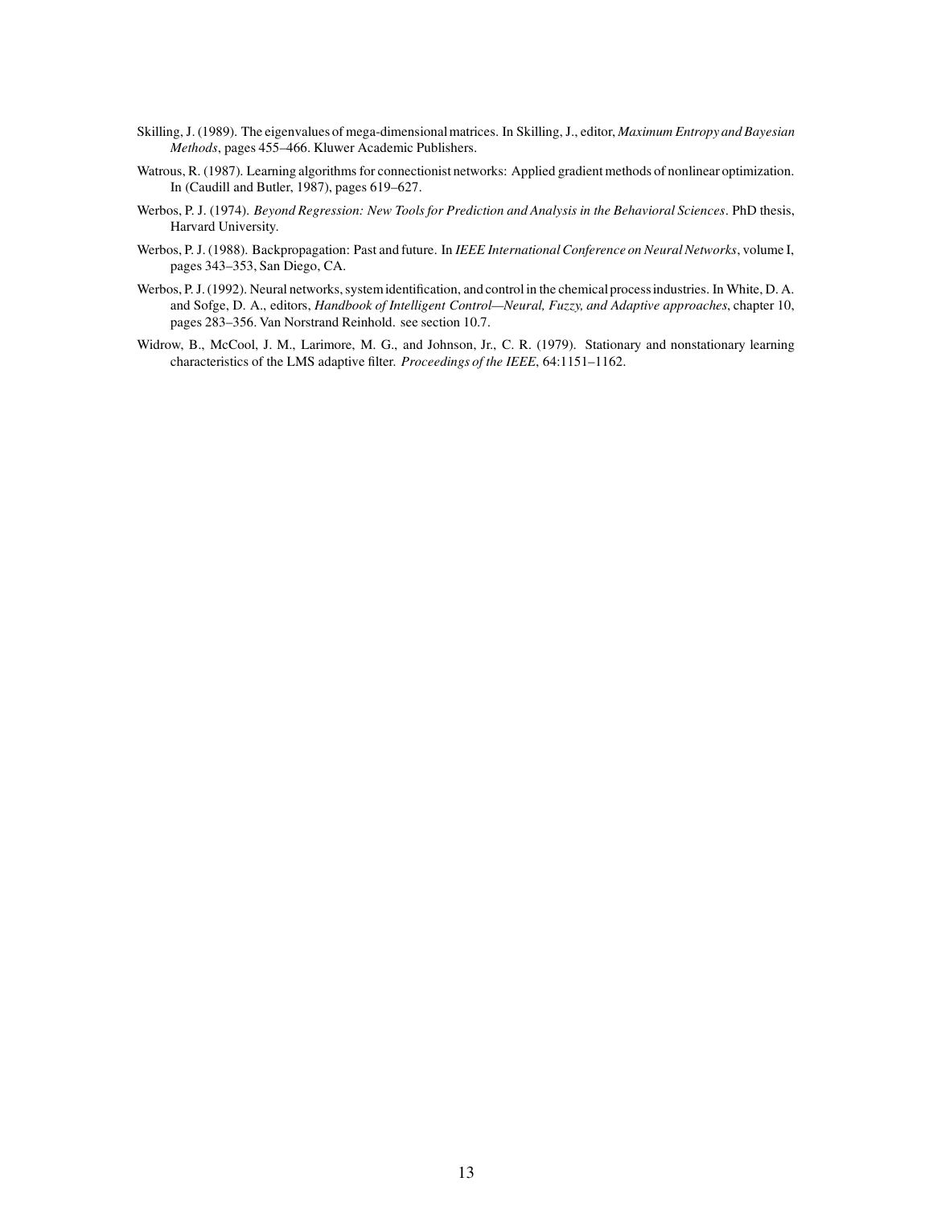Skilling, J. (1989). The eigenvalues of mega-dimensional matrices. In Skilling, J., editor, *Maximum Entropy and Bayesian Methods*, pages 455–466. Kluwer Academic Publishers.

Watrous, R. (1987). Learning algorithms for connectionist networks: Applied gradient methods of nonlinear optimization. In (Caudill and Butler, 1987), pages 619–627.

Werbos, P. J. (1974). *Beyond Regression: New Tools for Prediction and Analysis in the Behavioral Sciences*. PhD thesis, Harvard University.

Werbos, P. J. (1988). Backpropagation: Past and future. In *IEEE International Conference on Neural Networks*, volume I, pages 343–353, San Diego, CA.

Werbos, P. J. (1992). Neural networks, system identification, and control in the chemical process industries. In White, D. A. and Sofge, D. A., editors, *Handbook of Intelligent Control—Neural, Fuzzy, and Adaptive approaches*, chapter 10, pages 283–356. Van Norstrand Reinhold. see section 10.7.

Widrow, B., McCool, J. M., Larimore, M. G., and Johnson, Jr., C. R. (1979). Stationary and nonstationary learning characteristics of the LMS adaptive filter. *Proceedings of the IEEE*, 64:1151–1162.